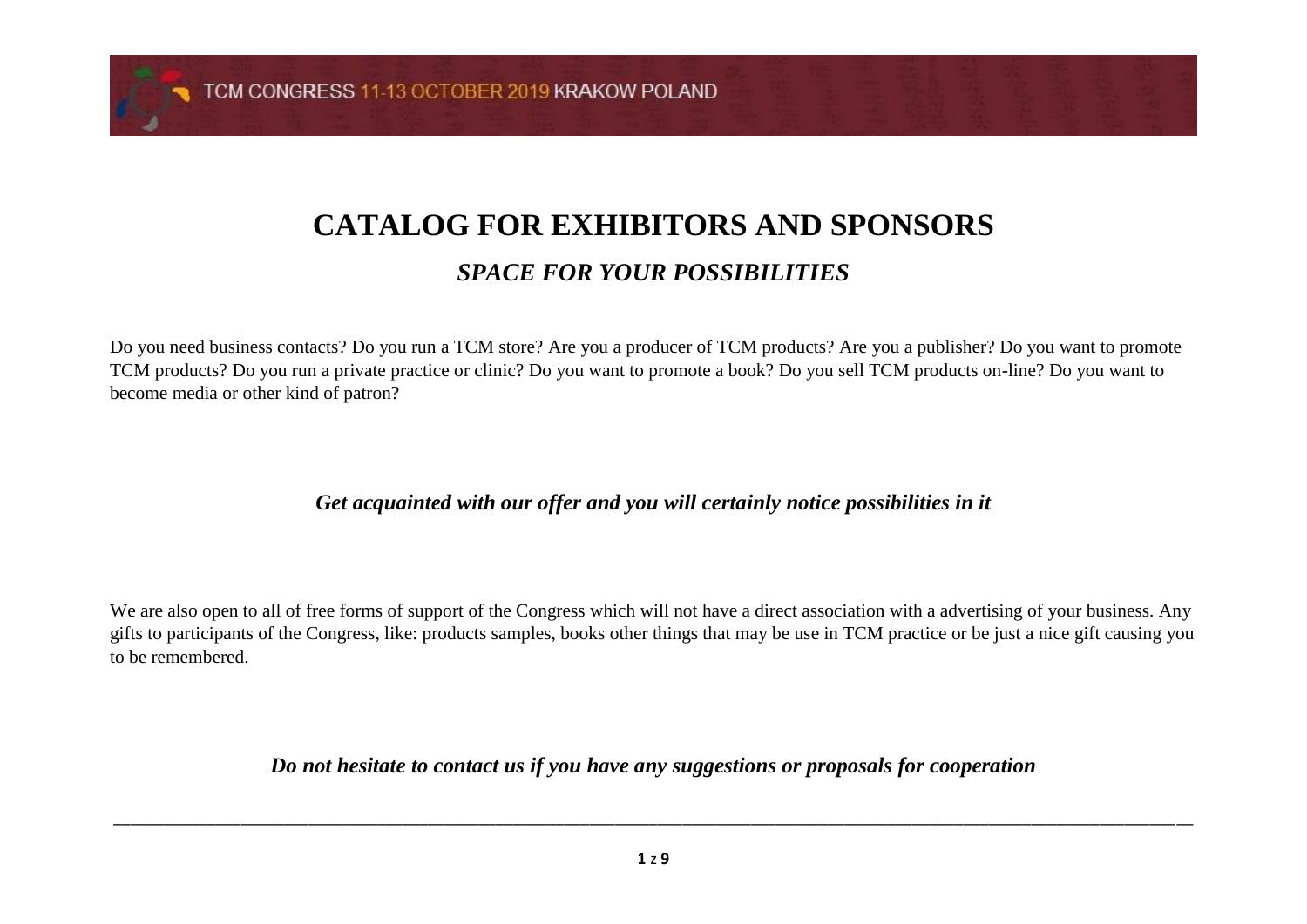TCM CONGRESS 11-13 OCTOBER 2019 KRAKOW POLAND

# CATALOG FOR EXHIBITORS AND SPONSORS

## *SPACE FOR YOUR POSSIBILITIES*

Do you need business contacts? Do you run a TCM store? Are you a producer of TCM products? Are you a publisher? Do you want to promote TCM products? Do you run a private practice or clinic? Do you want to promote a book? Do you sell TCM products on-line? Do you want to become media or other kind of patron?

***Get acquainted with our offer and you will certainly notice possibilities in it***

We are also open to all of free forms of support of the Congress which will not have a direct association with a advertising of your business. Any gifts to participants of the Congress, like: products samples, books other things that may be use in TCM practice or be just a nice gift causing you to be remembered.

***Do not hesitate to contact us if you have any suggestions or proposals for cooperation***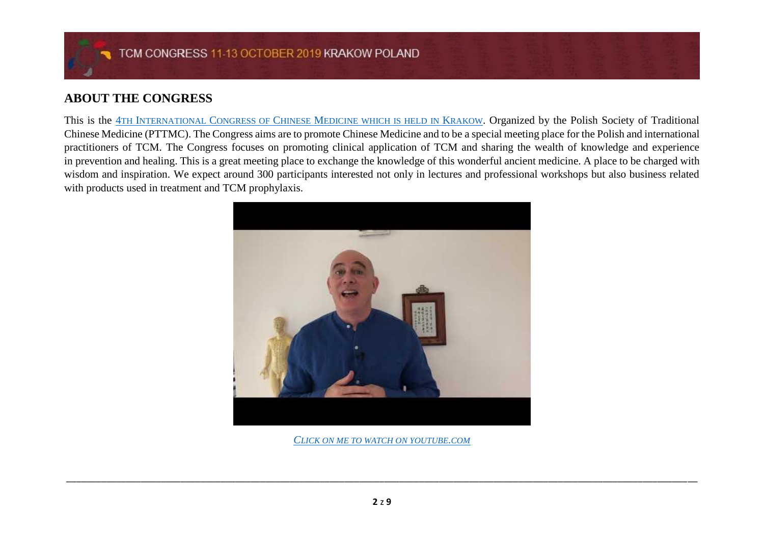## ABOUT THE CONGRESS

This is the 4TH INTERNATIONAL CONGRESS OF CHINESE MEDICINE WHICH IS HELD IN KRAKOW. Organized by the Polish Society of Traditional Chinese Medicine (PTTMC). The Congress aims are to promote Chinese Medicine and to be a special meeting place for the Polish and international practitioners of TCM. The Congress focuses on promoting clinical application of TCM and sharing the wealth of knowledge and experience in prevention and healing. This is a great meeting place to exchange the knowledge of this wonderful ancient medicine. A place to be charged with wisdom and inspiration. We expect around 300 participants interested not only in lectures and professional workshops but also business related with products used in treatment and TCM prophylaxis.

*CLICK ON ME TO WATCH ON YOUTUBE.COM*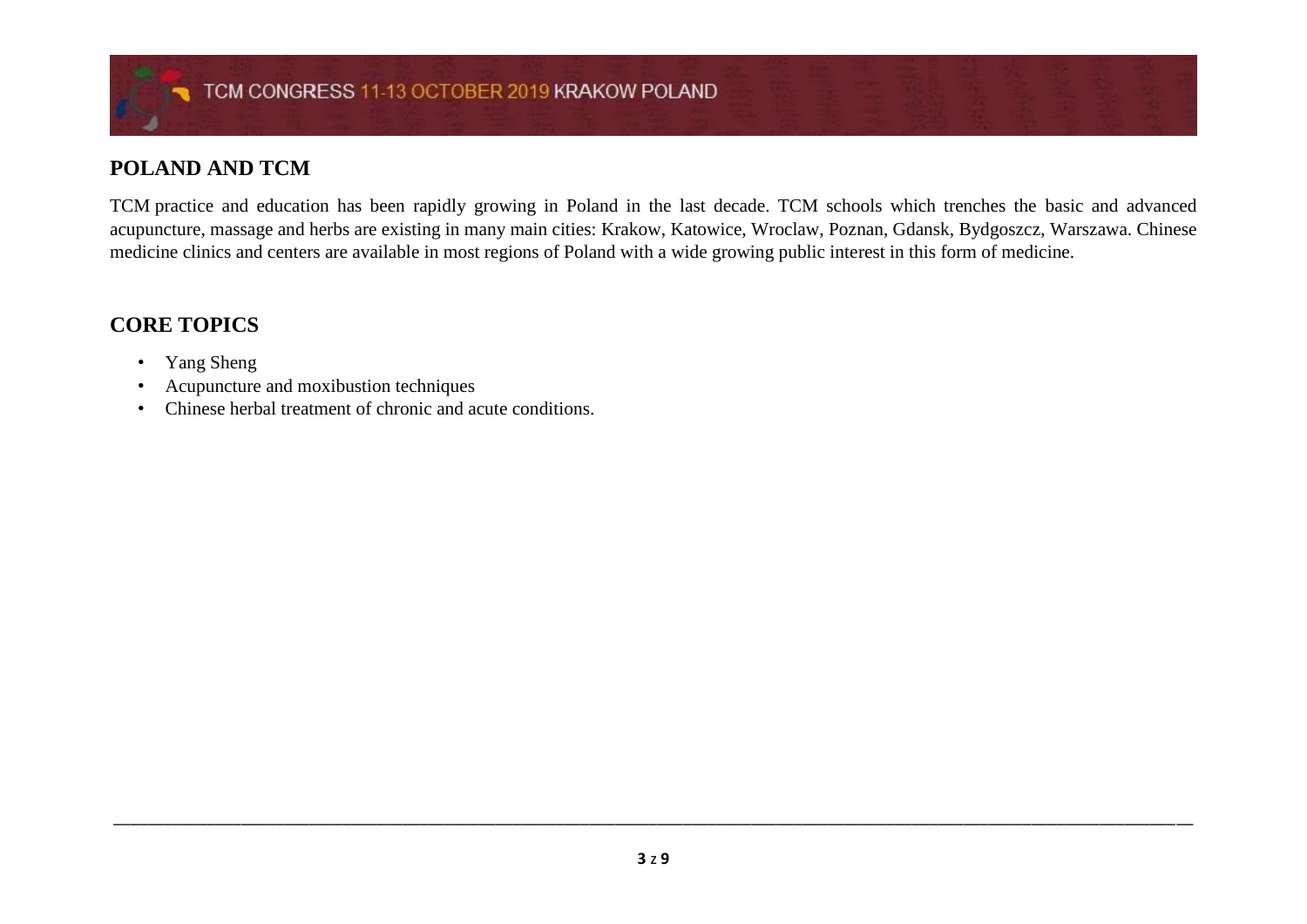## POLAND AND TCM

TCM practice and education has been rapidly growing in Poland in the last decade. TCM schools which trenches the basic and advanced acupuncture, massage and herbs are existing in many main cities: Krakow, Katowice, Wroclaw, Poznan, Gdansk, Bydgoszcz, Warszawa. Chinese medicine clinics and centers are available in most regions of Poland with a wide growing public interest in this form of medicine.

## CORE TOPICS

- Yang Sheng
- Acupuncture and moxibustion techniques
- Chinese herbal treatment of chronic and acute conditions.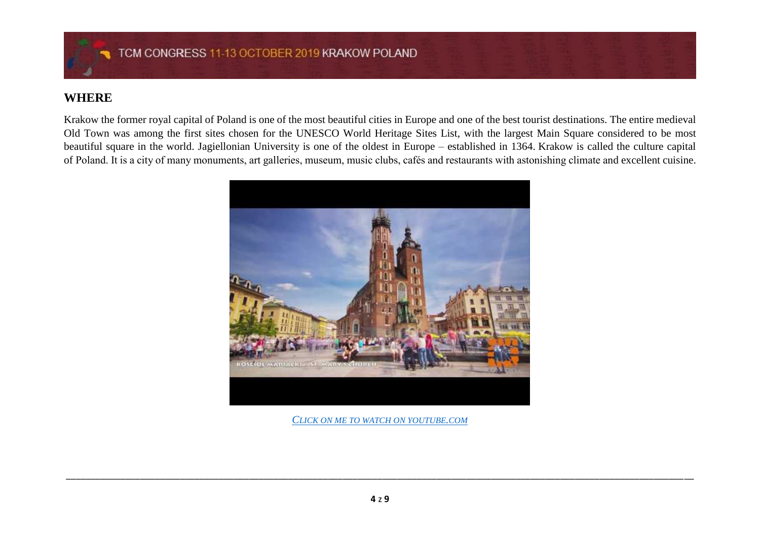## WHERE

Krakow the former royal capital of Poland is one of the most beautiful cities in Europe and one of the best tourist destinations. The entire medieval Old Town was among the first sites chosen for the UNESCO World Heritage Sites List, with the largest Main Square considered to be most beautiful square in the world. Jagiellonian University is one of the oldest in Europe – established in 1364. Krakow is called the culture capital of Poland. It is a city of many monuments, art galleries, museum, music clubs, cafés and restaurants with astonishing climate and excellent cuisine.

*CLICK ON ME TO WATCH ON YOUTUBE.COM*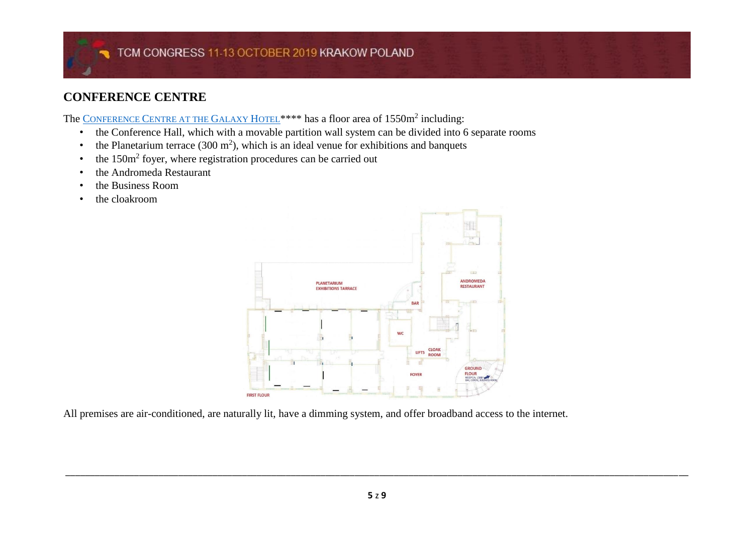## CONFERENCE CENTRE

The [Conference Centre at the Galaxy Hotel]**** has a floor area of 1550m$^2$ including:

- the Conference Hall, which with a movable partition wall system can be divided into 6 separate rooms
- the Planetarium terrace (300 m$^2$), which is an ideal venue for exhibitions and banquets
- the 150m$^2$ foyer, where registration procedures can be carried out
- the Andromeda Restaurant
- the Business Room
- the cloakroom

All premises are air-conditioned, are naturally lit, have a dimming system, and offer broadband access to the internet.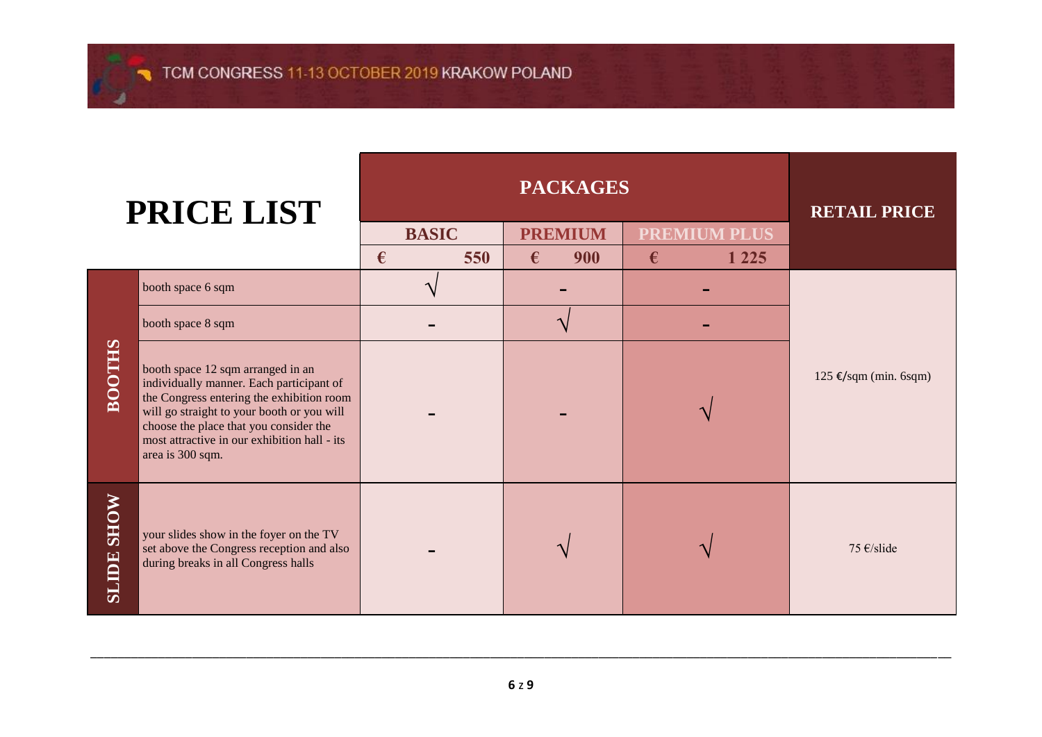# PRICE LIST

| | | PACKAGES | | | RETAIL PRICE |
|---|---|---|---|---|---|
| | | BASIC | PREMIUM | PREMIUM PLUS | |
| | | € 550 | € 900 | € 1 225 | |
| BOOTHS | booth space 6 sqm | √ | – | – | 125 €/sqm (min. 6sqm) |
| | booth space 8 sqm | – | √ | – | |
| | booth space 12 sqm arranged in an individually manner. Each participant of the Congress entering the exhibition room will go straight to your booth or you will choose the place that you consider the most attractive in our exhibition hall - its area is 300 sqm. | – | – | √ | |
| SLIDE SHOW | your slides show in the foyer on the TV set above the Congress reception and also during breaks in all Congress halls | – | √ | √ | 75 €/slide |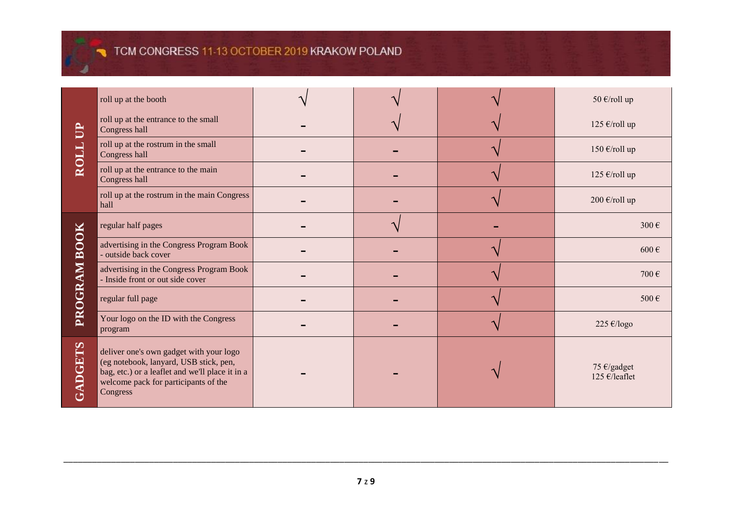| | | | | | |
|---|---|---|---|---|---|
| ROLL UP | roll up at the booth | √ | √ | √ | 50 €/roll up |
| | roll up at the entrance to the small Congress hall | - | √ | √ | 125 €/roll up |
| | roll up at the rostrum in the small Congress hall | - | - | √ | 150 €/roll up |
| | roll up at the entrance to the main Congress hall | - | - | √ | 125 €/roll up |
| | roll up at the rostrum in the main Congress hall | - | - | √ | 200 €/roll up |
| PROGRAM BOOK | regular half pages | - | √ | - | 300 € |
| | advertising in the Congress Program Book - outside back cover | - | - | √ | 600 € |
| | advertising in the Congress Program Book - Inside front or out side cover | - | - | √ | 700 € |
| | regular full page | - | - | √ | 500 € |
| | Your logo on the ID with the Congress program | - | - | √ | 225 €/logo |
| GADGETS | deliver one's own gadget with your logo (eg notebook, lanyard, USB stick, pen, bag, etc.) or a leaflet and we'll place it in a welcome pack for participants of the Congress | - | - | √ | 75 €/gadget<br>125 €/leaflet |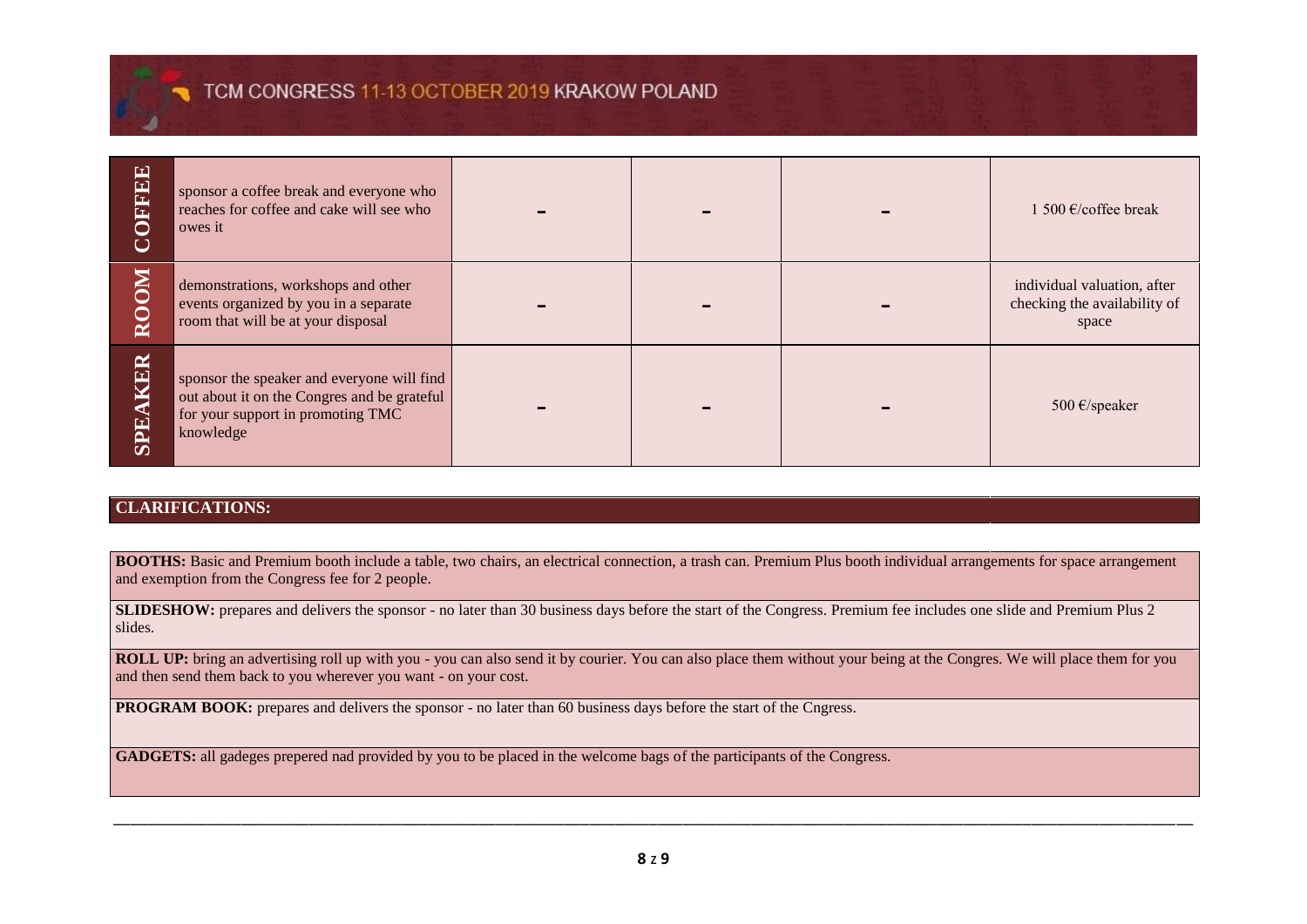| | | | | | |
|---|---|---|---|---|---|
| **COFFEE** | sponsor a coffee break and everyone who reaches for coffee and cake will see who owes it | – | – | – | 1 500 €/coffee break |
| **ROOM** | demonstrations, workshops and other events organized by you in a separate room that will be at your disposal | – | – | – | individual valuation, after checking the availability of space |
| **SPEAKER** | sponsor the speaker and everyone will find out about it on the Congres and be grateful for your support in promoting TMC knowledge | – | – | – | 500 €/speaker |

## CLARIFICATIONS:

**BOOTHS:** Basic and Premium booth include a table, two chairs, an electrical connection, a trash can. Premium Plus booth individual arrangements for space arrangement and exemption from the Congress fee for 2 people.

**SLIDESHOW:** prepares and delivers the sponsor - no later than 30 business days before the start of the Congress. Premium fee includes one slide and Premium Plus 2 slides.

**ROLL UP:** bring an advertising roll up with you - you can also send it by courier. You can also place them without your being at the Congres. We will place them for you and then send them back to you wherever you want - on your cost.

**PROGRAM BOOK:** prepares and delivers the sponsor - no later than 60 business days before the start of the Cngress.

**GADGETS:** all gadeges prepered nad provided by you to be placed in the welcome bags of the participants of the Congress.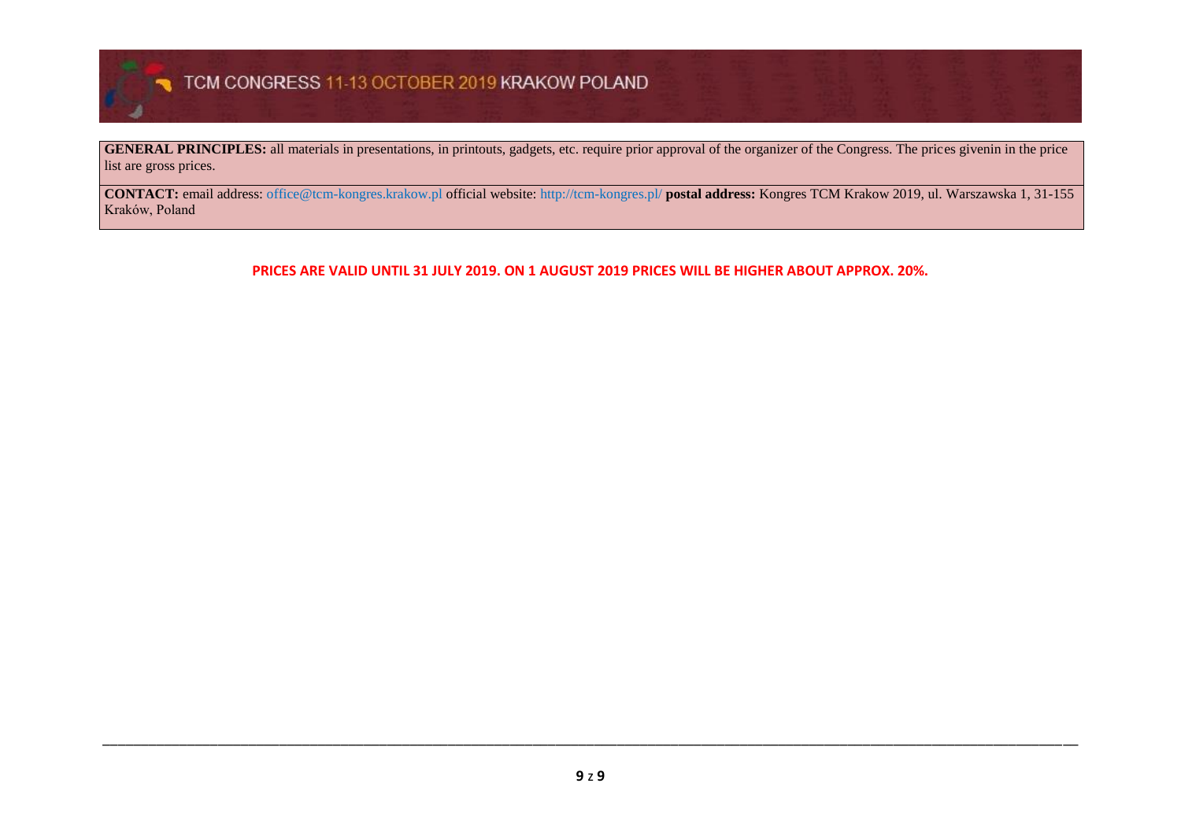| |
|---|
| **GENERAL PRINCIPLES:** all materials in presentations, in printouts, gadgets, etc. require prior approval of the organizer of the Congress. The prices givenin in the price list are gross prices. |
| **CONTACT:** email address: office@tcm-kongres.krakow.pl official website: http://tcm-kongres.pl/ **postal address:** Kongres TCM Krakow 2019, ul. Warszawska 1, 31-155 Kraków, Poland |

**PRICES ARE VALID UNTIL 31 JULY 2019. ON 1 AUGUST 2019 PRICES WILL BE HIGHER ABOUT APPROX. 20%.**